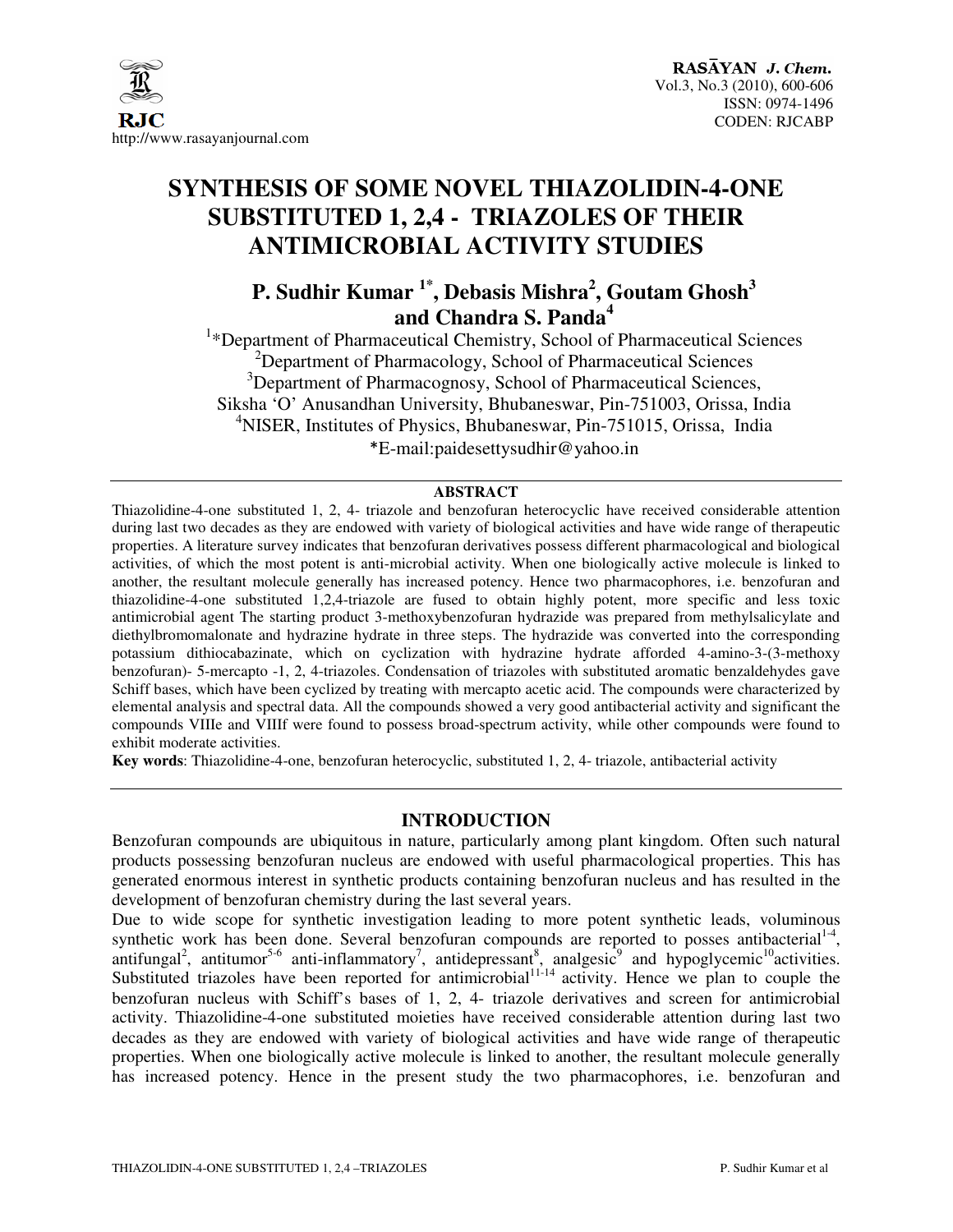# SYNTHESIS OF SOME NOVEL THIAZOLIDIN-4-ONE SUBSTITUTED 1, 2,4 - TRIAZOLES OF THEIR ANTIMICROBIAL ACTIVITY STUDIES

**P. Sudhir Kumar [1*], Debasis Mishra[2], Goutam Ghosh[3] and Chandra S. Panda[4]**

[1]*Department of Pharmaceutical Chemistry, School of Pharmaceutical Sciences
[2]Department of Pharmacology, School of Pharmaceutical Sciences
[3]Department of Pharmacognosy, School of Pharmaceutical Sciences, Siksha 'O' Anusandhan University, Bhubaneswar, Pin-751003, Orissa, India
[4]NISER, Institutes of Physics, Bhubaneswar, Pin-751015, Orissa, India
*E-mail:paidesettysudhir@yahoo.in

## ABSTRACT

Thiazolidine-4-one substituted 1, 2, 4- triazole and benzofuran heterocyclic have received considerable attention during last two decades as they are endowed with variety of biological activities and have wide range of therapeutic properties. A literature survey indicates that benzofuran derivatives possess different pharmacological and biological activities, of which the most potent is anti-microbial activity. When one biologically active molecule is linked to another, the resultant molecule generally has increased potency. Hence two pharmacophores, i.e. benzofuran and thiazolidine-4-one substituted 1,2,4-triazole are fused to obtain highly potent, more specific and less toxic antimicrobial agent The starting product 3-methoxybenzofuran hydrazide was prepared from methylsalicylate and diethylbromomalonate and hydrazine hydrate in three steps. The hydrazide was converted into the corresponding potassium dithiocabazinate, which on cyclization with hydrazine hydrate afforded 4-amino-3-(3-methoxy benzofuran)- 5-mercapto -1, 2, 4-triazoles. Condensation of triazoles with substituted aromatic benzaldehydes gave Schiff bases, which have been cyclized by treating with mercapto acetic acid. The compounds were characterized by elemental analysis and spectral data. All the compounds showed a very good antibacterial activity and significant the compounds VIIIe and VIIIf were found to possess broad-spectrum activity, while other compounds were found to exhibit moderate activities.

**Key words**: Thiazolidine-4-one, benzofuran heterocyclic, substituted 1, 2, 4- triazole, antibacterial activity

## INTRODUCTION

Benzofuran compounds are ubiquitous in nature, particularly among plant kingdom. Often such natural products possessing benzofuran nucleus are endowed with useful pharmacological properties. This has generated enormous interest in synthetic products containing benzofuran nucleus and has resulted in the development of benzofuran chemistry during the last several years.

Due to wide scope for synthetic investigation leading to more potent synthetic leads, voluminous synthetic work has been done. Several benzofuran compounds are reported to posses antibacterial[1-4], antifungal[2], antitumor[5-6] anti-inflammatory[7], antidepressant[8], analgesic[9] and hypoglycemic[10]activities. Substituted triazoles have been reported for antimicrobial[11-14] activity. Hence we plan to couple the benzofuran nucleus with Schiff's bases of 1, 2, 4- triazole derivatives and screen for antimicrobial activity. Thiazolidine-4-one substituted moieties have received considerable attention during last two decades as they are endowed with variety of biological activities and have wide range of therapeutic properties. When one biologically active molecule is linked to another, the resultant molecule generally has increased potency. Hence in the present study the two pharmacophores, i.e. benzofuran and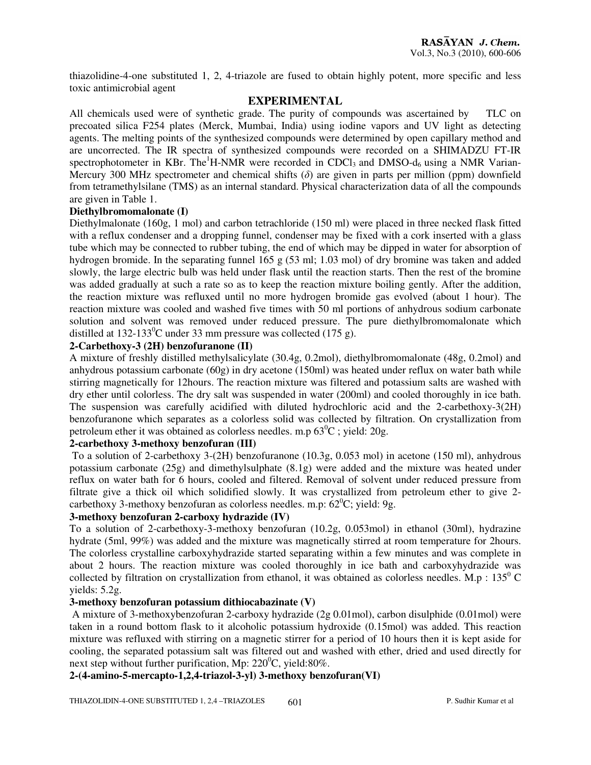thiazolidine-4-one substituted 1, 2, 4-triazole are fused to obtain highly potent, more specific and less toxic antimicrobial agent

## EXPERIMENTAL

All chemicals used were of synthetic grade. The purity of compounds was ascertained by TLC on precoated silica F254 plates (Merck, Mumbai, India) using iodine vapors and UV light as detecting agents. The melting points of the synthesized compounds were determined by open capillary method and are uncorrected. The IR spectra of synthesized compounds were recorded on a SHIMADZU FT-IR spectrophotometer in KBr. The $^{1}H$-NMR were recorded in $CDCl_3$ and DMSO-$d_6$ using a NMR Varian-Mercury 300 MHz spectrometer and chemical shifts ($\delta$) are given in parts per million (ppm) downfield from tetramethylsilane (TMS) as an internal standard. Physical characterization data of all the compounds are given in Table 1.

**Diethylbromomalonate (I)**

Diethylmalonate (160g, 1 mol) and carbon tetrachloride (150 ml) were placed in three necked flask fitted with a reflux condenser and a dropping funnel, condenser may be fixed with a cork inserted with a glass tube which may be connected to rubber tubing, the end of which may be dipped in water for absorption of hydrogen bromide. In the separating funnel 165 g (53 ml; 1.03 mol) of dry bromine was taken and added slowly, the large electric bulb was held under flask until the reaction starts. Then the rest of the bromine was added gradually at such a rate so as to keep the reaction mixture boiling gently. After the addition, the reaction mixture was refluxed until no more hydrogen bromide gas evolved (about 1 hour). The reaction mixture was cooled and washed five times with 50 ml portions of anhydrous sodium carbonate solution and solvent was removed under reduced pressure. The pure diethylbromomalonate which distilled at 132-133$^{0}$C under 33 mm pressure was collected (175 g).

**2-Carbethoxy-3 (2H) benzofuranone (II)**

A mixture of freshly distilled methylsalicylate (30.4g, 0.2mol), diethylbromomalonate (48g, 0.2mol) and anhydrous potassium carbonate (60g) in dry acetone (150ml) was heated under reflux on water bath while stirring magnetically for 12hours. The reaction mixture was filtered and potassium salts are washed with dry ether until colorless. The dry salt was suspended in water (200ml) and cooled thoroughly in ice bath. The suspension was carefully acidified with diluted hydrochloric acid and the 2-carbethoxy-3(2H) benzofuranone which separates as a colorless solid was collected by filtration. On crystallization from petroleum ether it was obtained as colorless needles. m.p 63$^{0}$C ; yield: 20g.

**2-carbethoxy 3-methoxy benzofuran (III)**

To a solution of 2-carbethoxy 3-(2H) benzofuranone (10.3g, 0.053 mol) in acetone (150 ml), anhydrous potassium carbonate (25g) and dimethylsulphate (8.1g) were added and the mixture was heated under reflux on water bath for 6 hours, cooled and filtered. Removal of solvent under reduced pressure from filtrate give a thick oil which solidified slowly. It was crystallized from petroleum ether to give 2-carbethoxy 3-methoxy benzofuran as colorless needles. m.p: 62$^{0}$C; yield: 9g.

**3-methoxy benzofuran 2-carboxy hydrazide (IV)**

To a solution of 2-carbethoxy-3-methoxy benzofuran (10.2g, 0.053mol) in ethanol (30ml), hydrazine hydrate (5ml, 99%) was added and the mixture was magnetically stirred at room temperature for 2hours. The colorless crystalline carboxyhydrazide started separating within a few minutes and was complete in about 2 hours. The reaction mixture was cooled thoroughly in ice bath and carboxyhydrazide was collected by filtration on crystallization from ethanol, it was obtained as colorless needles. M.p : 135$^{0}$ C yields: 5.2g.

**3-methoxy benzofuran potassium dithiocabazinate (V)**

A mixture of 3-methoxybenzofuran 2-carboxy hydrazide (2g 0.01mol), carbon disulphide (0.01mol) were taken in a round bottom flask to it alcoholic potassium hydroxide (0.15mol) was added. This reaction mixture was refluxed with stirring on a magnetic stirrer for a period of 10 hours then it is kept aside for cooling, the separated potassium salt was filtered out and washed with ether, dried and used directly for next step without further purification, Mp: 220$^{0}$C, yield:80%.

**2-(4-amino-5-mercapto-1,2,4-triazol-3-yl) 3-methoxy benzofuran(VI)**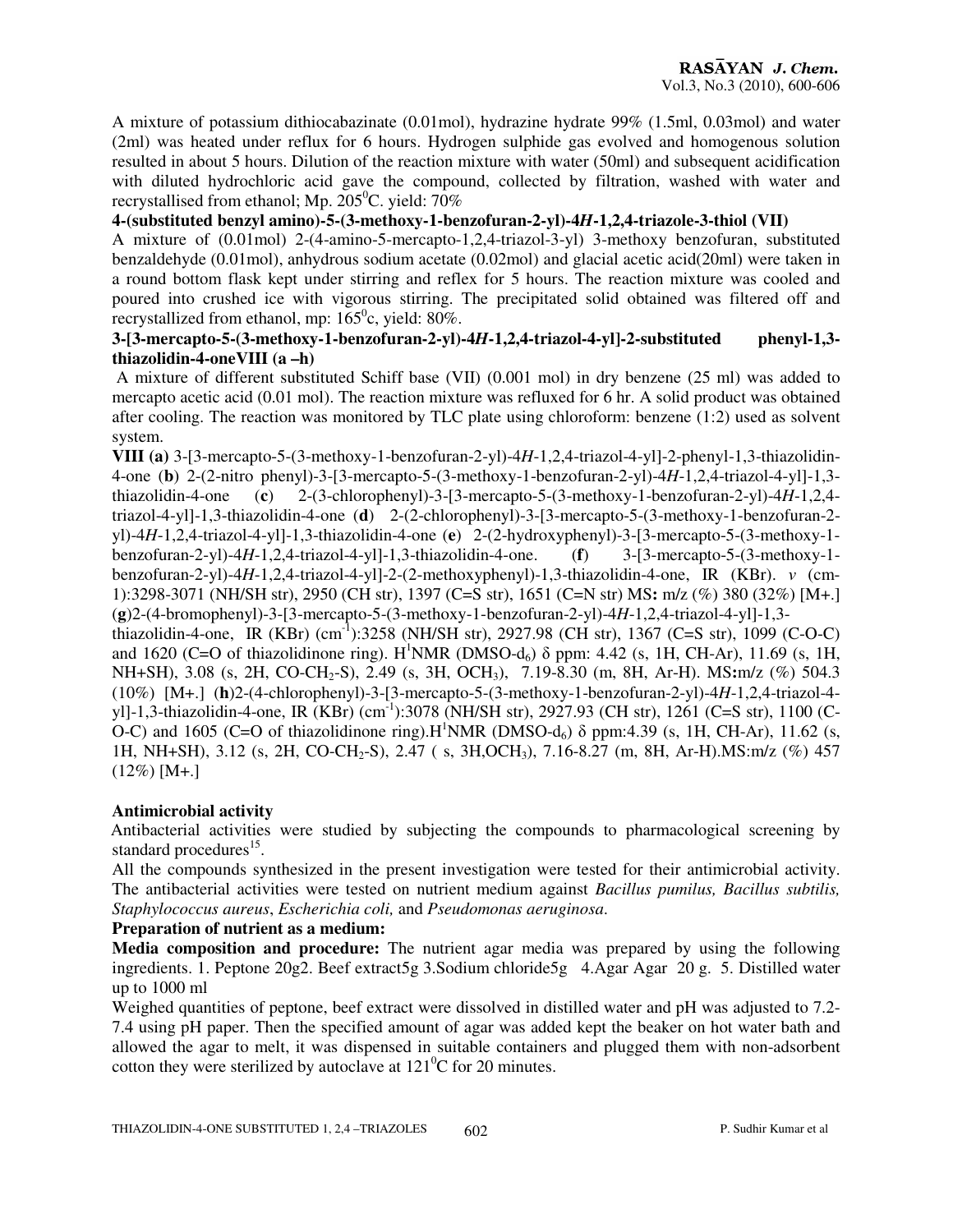A mixture of potassium dithiocabazinate (0.01mol), hydrazine hydrate 99% (1.5ml, 0.03mol) and water (2ml) was heated under reflux for 6 hours. Hydrogen sulphide gas evolved and homogenous solution resulted in about 5 hours. Dilution of the reaction mixture with water (50ml) and subsequent acidification with diluted hydrochloric acid gave the compound, collected by filtration, washed with water and recrystallised from ethanol; Mp. $205^0$C. yield: 70%

**4-(substituted benzyl amino)-5-(3-methoxy-1-benzofuran-2-yl)-4*H*-1,2,4-triazole-3-thiol (VII)**

A mixture of (0.01mol) 2-(4-amino-5-mercapto-1,2,4-triazol-3-yl) 3-methoxy benzofuran, substituted benzaldehyde (0.01mol), anhydrous sodium acetate (0.02mol) and glacial acetic acid(20ml) were taken in a round bottom flask kept under stirring and reflex for 5 hours. The reaction mixture was cooled and poured into crushed ice with vigorous stirring. The precipitated solid obtained was filtered off and recrystallized from ethanol, mp: $165^0$c, yield: 80%.

**3-[3-mercapto-5-(3-methoxy-1-benzofuran-2-yl)-4*H*-1,2,4-triazol-4-yl]-2-substituted phenyl-1,3-thiazolidin-4-oneVIII (a –h)**

A mixture of different substituted Schiff base (VII) (0.001 mol) in dry benzene (25 ml) was added to mercapto acetic acid (0.01 mol). The reaction mixture was refluxed for 6 hr. A solid product was obtained after cooling. The reaction was monitored by TLC plate using chloroform: benzene (1:2) used as solvent system.

**VIII (a)** 3-[3-mercapto-5-(3-methoxy-1-benzofuran-2-yl)-4*H*-1,2,4-triazol-4-yl]-2-phenyl-1,3-thiazolidin-4-one (**b**) 2-(2-nitro phenyl)-3-[3-mercapto-5-(3-methoxy-1-benzofuran-2-yl)-4*H*-1,2,4-triazol-4-yl]-1,3-thiazolidin-4-one (**c**) 2-(3-chlorophenyl)-3-[3-mercapto-5-(3-methoxy-1-benzofuran-2-yl)-4*H*-1,2,4-triazol-4-yl]-1,3-thiazolidin-4-one (**d**) 2-(2-chlorophenyl)-3-[3-mercapto-5-(3-methoxy-1-benzofuran-2-yl)-4*H*-1,2,4-triazol-4-yl]-1,3-thiazolidin-4-one (**e**) 2-(2-hydroxyphenyl)-3-[3-mercapto-5-(3-methoxy-1-benzofuran-2-yl)-4*H*-1,2,4-triazol-4-yl]-1,3-thiazolidin-4-one. (**f**) 3-[3-mercapto-5-(3-methoxy-1-benzofuran-2-yl)-4*H*-1,2,4-triazol-4-yl]-2-(2-methoxyphenyl)-1,3-thiazolidin-4-one, IR (KBr). *v* (cm-1):3298-3071 (NH/SH str), 2950 (CH str), 1397 (C=S str), 1651 (C=N str) MS**:** m/z (%) 380 (32%) [M+.] (**g**)2-(4-bromophenyl)-3-[3-mercapto-5-(3-methoxy-1-benzofuran-2-yl)-4*H*-1,2,4-triazol-4-yl]-1,3-thiazolidin-4-one, IR (KBr) ($cm^{-1}$):3258 (NH/SH str), 2927.98 (CH str), 1367 (C=S str), 1099 (C-O-C) and 1620 (C=O of thiazolidinone ring). $H^1$NMR (DMSO-$d_6$) δ ppm: 4.42 (s, 1H, CH-Ar), 11.69 (s, 1H, NH+SH), 3.08 (s, 2H, CO-$CH_2$-S), 2.49 (s, 3H, $OCH_3$), 7.19-8.30 (m, 8H, Ar-H). MS**:**m/z (%) 504.3 (10%) [M+.] (**h**)2-(4-chlorophenyl)-3-[3-mercapto-5-(3-methoxy-1-benzofuran-2-yl)-4*H*-1,2,4-triazol-4-yl]-1,3-thiazolidin-4-one, IR (KBr) ($cm^{-1}$):3078 (NH/SH str), 2927.93 (CH str), 1261 (C=S str), 1100 (C-O-C) and 1605 (C=O of thiazolidinone ring).$H^1$NMR (DMSO-$d_6$) δ ppm:4.39 (s, 1H, CH-Ar), 11.62 (s, 1H, NH+SH), 3.12 (s, 2H, CO-$CH_2$-S), 2.47 ( s, 3H,$OCH_3$), 7.16-8.27 (m, 8H, Ar-H).MS:m/z (%) 457 (12%) [M+.]

**Antimicrobial activity**

Antibacterial activities were studied by subjecting the compounds to pharmacological screening by standard procedures[15].

All the compounds synthesized in the present investigation were tested for their antimicrobial activity. The antibacterial activities were tested on nutrient medium against *Bacillus pumilus, Bacillus subtilis, Staphylococcus aureus*, *Escherichia coli,* and *Pseudomonas aeruginosa*.

**Preparation of nutrient as a medium:**

**Media composition and procedure:** The nutrient agar media was prepared by using the following ingredients. 1. Peptone 20g2. Beef extract5g 3.Sodium chloride5g 4.Agar Agar 20 g. 5. Distilled water up to 1000 ml

Weighed quantities of peptone, beef extract were dissolved in distilled water and pH was adjusted to 7.2-7.4 using pH paper. Then the specified amount of agar was added kept the beaker on hot water bath and allowed the agar to melt, it was dispensed in suitable containers and plugged them with non-adsorbent cotton they were sterilized by autoclave at $121^0$C for 20 minutes.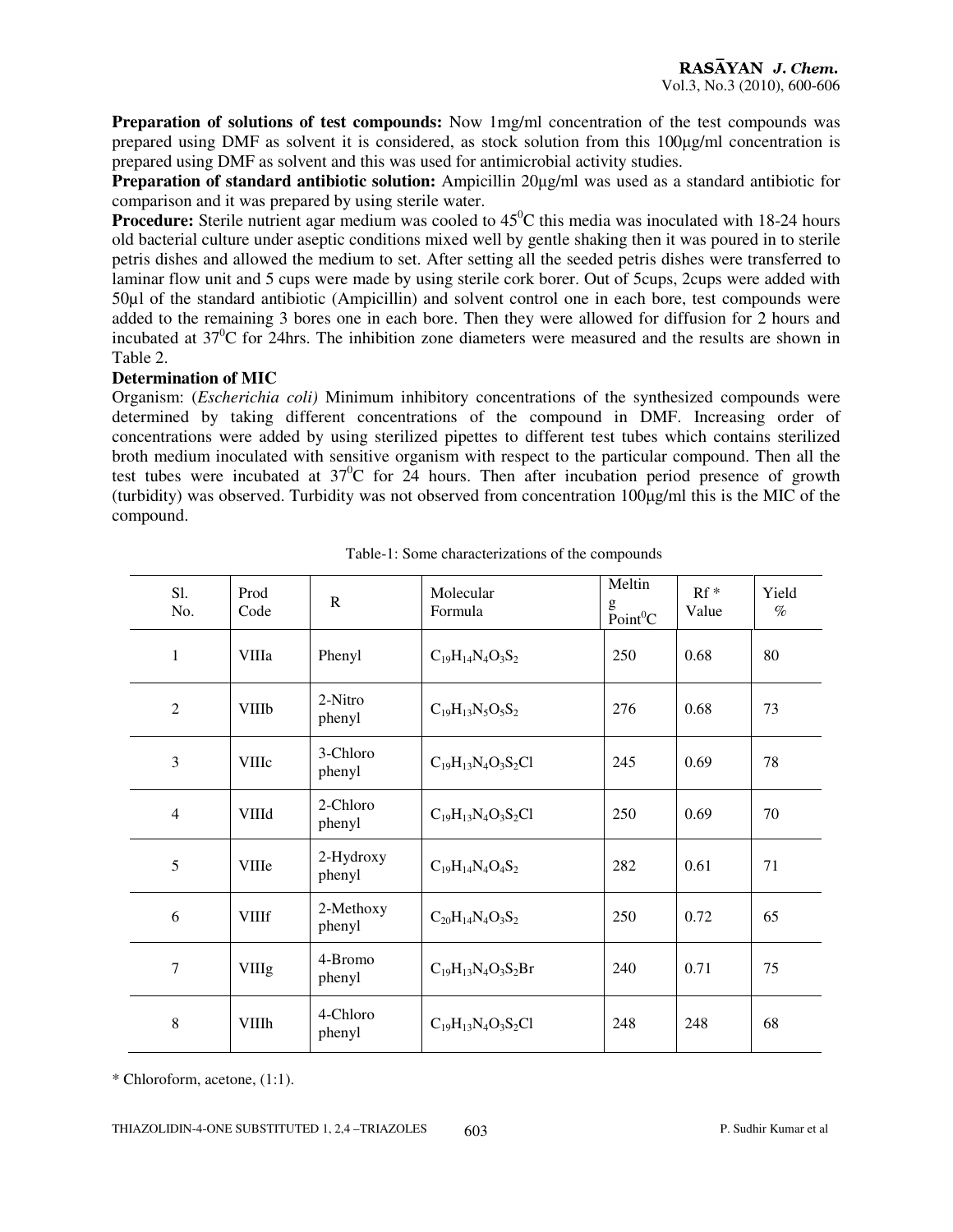**Preparation of solutions of test compounds:** Now 1mg/ml concentration of the test compounds was prepared using DMF as solvent it is considered, as stock solution from this 100µg/ml concentration is prepared using DMF as solvent and this was used for antimicrobial activity studies.

**Preparation of standard antibiotic solution:** Ampicillin 20µg/ml was used as a standard antibiotic for comparison and it was prepared by using sterile water.

**Procedure:** Sterile nutrient agar medium was cooled to $45^0$C this media was inoculated with 18-24 hours old bacterial culture under aseptic conditions mixed well by gentle shaking then it was poured in to sterile petris dishes and allowed the medium to set. After setting all the seeded petris dishes were transferred to laminar flow unit and 5 cups were made by using sterile cork borer. Out of 5cups, 2cups were added with 50µl of the standard antibiotic (Ampicillin) and solvent control one in each bore, test compounds were added to the remaining 3 bores one in each bore. Then they were allowed for diffusion for 2 hours and incubated at $37^0$C for 24hrs. The inhibition zone diameters were measured and the results are shown in Table 2.

**Determination of MIC**

Organism: (*Escherichia coli)* Minimum inhibitory concentrations of the synthesized compounds were determined by taking different concentrations of the compound in DMF. Increasing order of concentrations were added by using sterilized pipettes to different test tubes which contains sterilized broth medium inoculated with sensitive organism with respect to the particular compound. Then all the test tubes were incubated at $37^0$C for 24 hours. Then after incubation period presence of growth (turbidity) was observed. Turbidity was not observed from concentration 100µg/ml this is the MIC of the compound.

Table-1: Some characterizations of the compounds

| Sl. No. | Prod Code | R | Molecular Formula | Melting Point$^0$C | Rf * Value | Yield % |
|---|---|---|---|---|---|---|
| 1 | VIIIa | Phenyl | $C_{19}H_{14}N_4O_3S_2$ | 250 | 0.68 | 80 |
| 2 | VIIIb | 2-Nitro phenyl | $C_{19}H_{13}N_5O_5S_2$ | 276 | 0.68 | 73 |
| 3 | VIIIc | 3-Chloro phenyl | $C_{19}H_{13}N_4O_3S_2Cl$ | 245 | 0.69 | 78 |
| 4 | VIIId | 2-Chloro phenyl | $C_{19}H_{13}N_4O_3S_2Cl$ | 250 | 0.69 | 70 |
| 5 | VIIIe | 2-Hydroxy phenyl | $C_{19}H_{14}N_4O_4S_2$ | 282 | 0.61 | 71 |
| 6 | VIIIf | 2-Methoxy phenyl | $C_{20}H_{14}N_4O_3S_2$ | 250 | 0.72 | 65 |
| 7 | VIIIg | 4-Bromo phenyl | $C_{19}H_{13}N_4O_3S_2Br$ | 240 | 0.71 | 75 |
| 8 | VIIIh | 4-Chloro phenyl | $C_{19}H_{13}N_4O_3S_2Cl$ | 248 | 248 | 68 |

\* Chloroform, acetone, (1:1).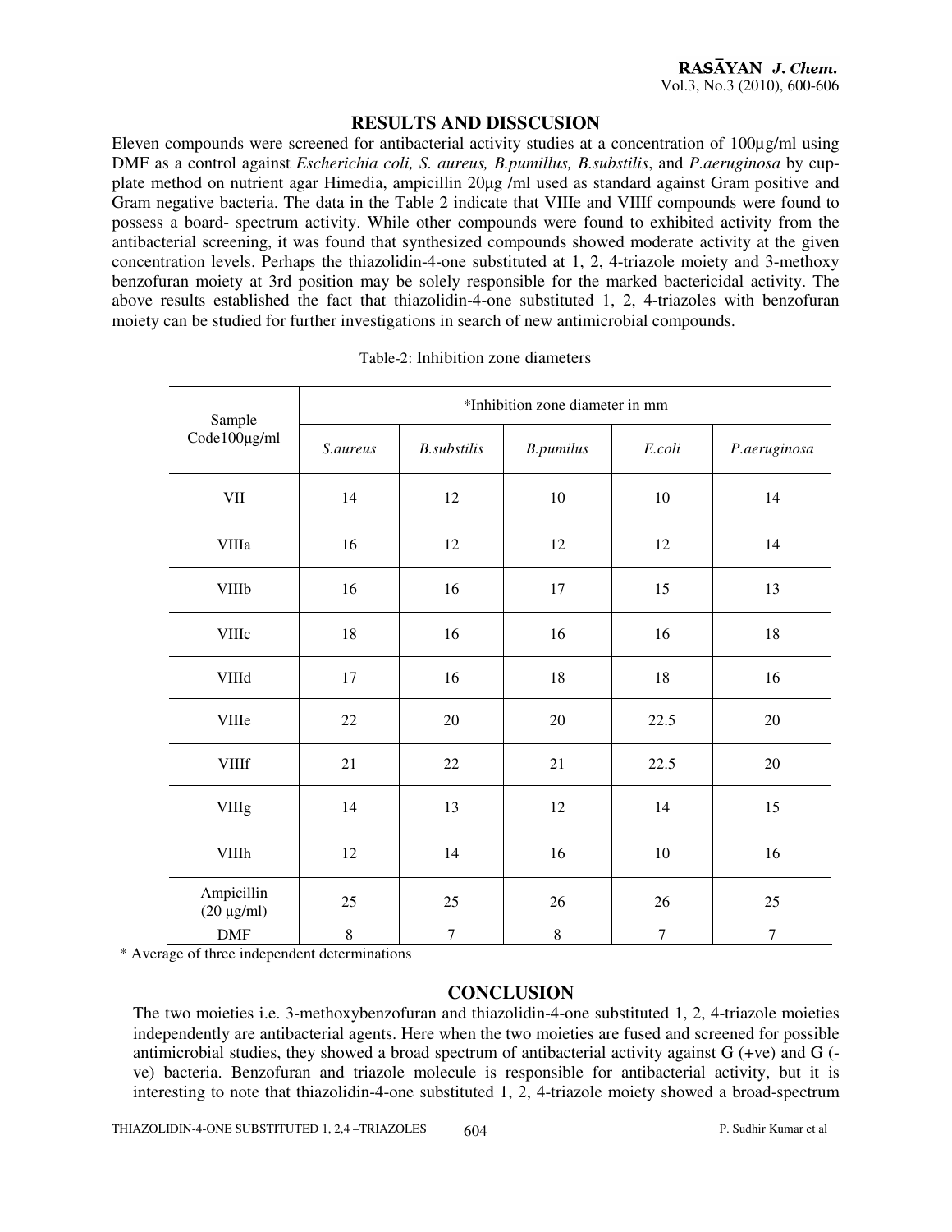## RESULTS AND DISSCUSION

Eleven compounds were screened for antibacterial activity studies at a concentration of 100µg/ml using DMF as a control against *Escherichia coli, S. aureus, B.pumillus, B.substilis*, and *P.aeruginosa* by cup-plate method on nutrient agar Himedia, ampicillin 20µg /ml used as standard against Gram positive and Gram negative bacteria. The data in the Table 2 indicate that VIIIe and VIIIf compounds were found to possess a board- spectrum activity. While other compounds were found to exhibited activity from the antibacterial screening, it was found that synthesized compounds showed moderate activity at the given concentration levels. Perhaps the thiazolidin-4-one substituted at 1, 2, 4-triazole moiety and 3-methoxy benzofuran moiety at 3rd position may be solely responsible for the marked bactericidal activity. The above results established the fact that thiazolidin-4-one substituted 1, 2, 4-triazoles with benzofuran moiety can be studied for further investigations in search of new antimicrobial compounds.

Table-2: Inhibition zone diameters

| Sample Code100µg/ml | *Inhibition zone diameter in mm | | | | |
|---|---|---|---|---|---|
| | *S.aureus* | *B.substilis* | *B.pumilus* | *E.coli* | *P.aeruginosa* |
| VII | 14 | 12 | 10 | 10 | 14 |
| VIIIa | 16 | 12 | 12 | 12 | 14 |
| VIIIb | 16 | 16 | 17 | 15 | 13 |
| VIIIc | 18 | 16 | 16 | 16 | 18 |
| VIIId | 17 | 16 | 18 | 18 | 16 |
| VIIIe | 22 | 20 | 20 | 22.5 | 20 |
| VIIIf | 21 | 22 | 21 | 22.5 | 20 |
| VIIIg | 14 | 13 | 12 | 14 | 15 |
| VIIIh | 12 | 14 | 16 | 10 | 16 |
| Ampicillin (20 µg/ml) | 25 | 25 | 26 | 26 | 25 |
| DMF | 8 | 7 | 8 | 7 | 7 |

\* Average of three independent determinations

## CONCLUSION

The two moieties i.e. 3-methoxybenzofuran and thiazolidin-4-one substituted 1, 2, 4-triazole moieties independently are antibacterial agents. Here when the two moieties are fused and screened for possible antimicrobial studies, they showed a broad spectrum of antibacterial activity against G (+ve) and G (-ve) bacteria. Benzofuran and triazole molecule is responsible for antibacterial activity, but it is interesting to note that thiazolidin-4-one substituted 1, 2, 4-triazole moiety showed a broad-spectrum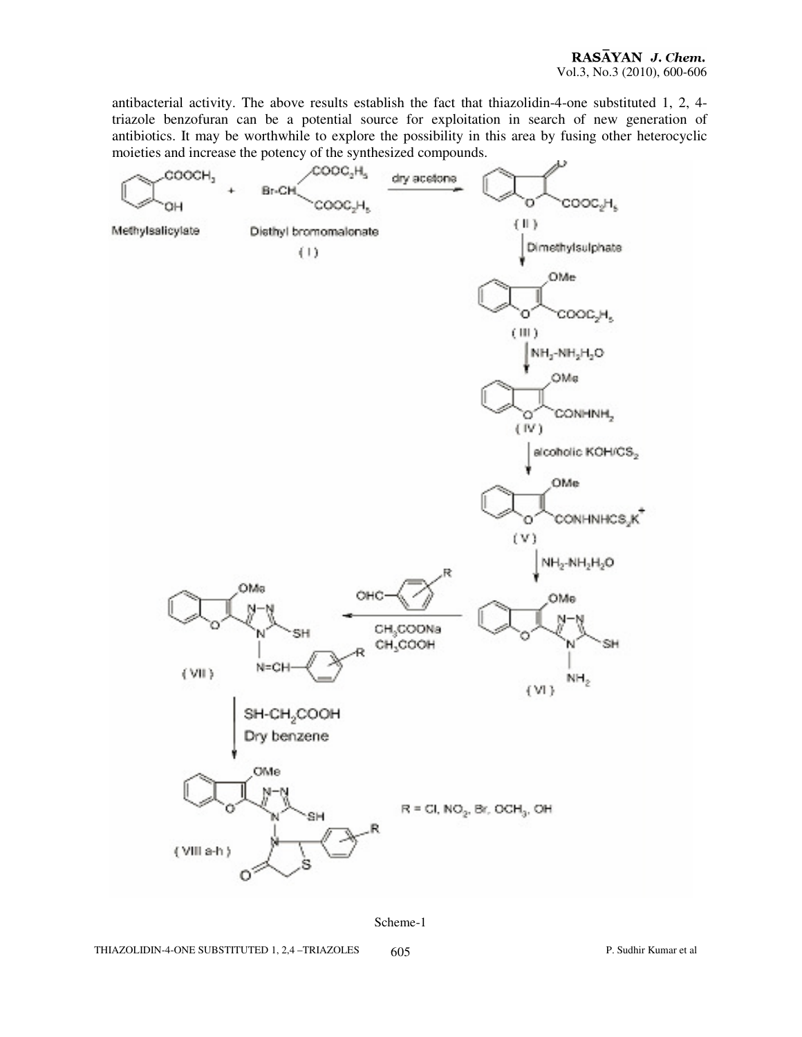antibacterial activity. The above results establish the fact that thiazolidin-4-one substituted 1, 2, 4-triazole benzofuran can be a potential source for exploitation in search of new generation of antibiotics. It may be worthwhile to explore the possibility in this area by fusing other heterocyclic moieties and increase the potency of the synthesized compounds.

Scheme-1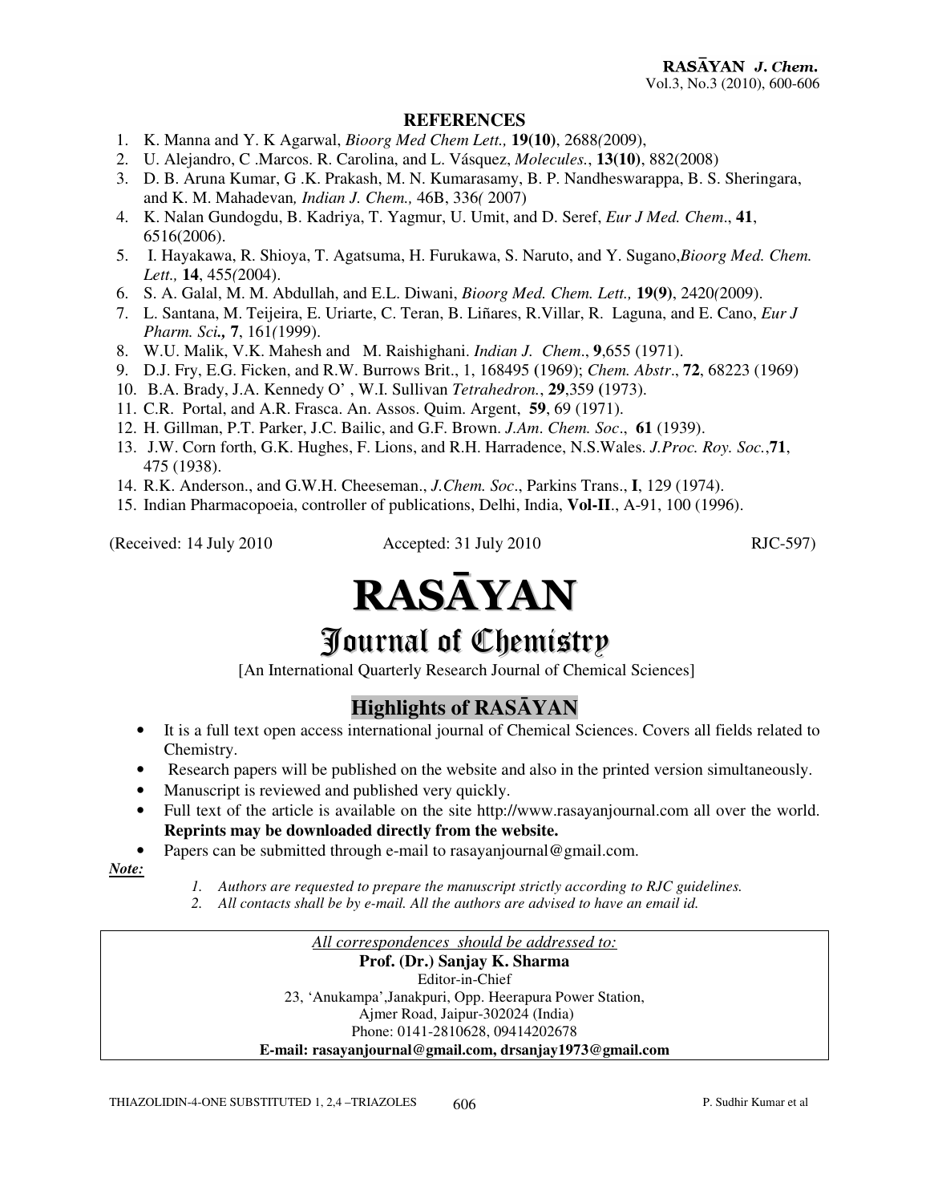## REFERENCES

1. K. Manna and Y. K Agarwal, *Bioorg Med Chem Lett.,* **19(10)**, 2688*(*2009),
2. U. Alejandro, C .Marcos. R. Carolina, and L. Vásquez, *Molecules.*, **13(10)**, 882(2008)
3. D. B. Aruna Kumar, G .K. Prakash, M. N. Kumarasamy, B. P. Nandheswarappa, B. S. Sheringara, and K. M. Mahadevan*, Indian J. Chem.,* 46B, 336*(* 2007)
4. K. Nalan Gundogdu, B. Kadriya, T. Yagmur, U. Umit, and D. Seref, *Eur J Med. Chem*., **41**, 6516(2006).
5. I. Hayakawa, R. Shioya, T. Agatsuma, H. Furukawa, S. Naruto, and Y. Sugano,*Bioorg Med. Chem. Lett.,* **14**, 455*(*2004).
6. S. A. Galal, M. M. Abdullah, and E.L. Diwani, *Bioorg Med. Chem. Lett.,* **19(9)**, 2420*(*2009).
7. L. Santana, M. Teijeira, E. Uriarte, C. Teran, B. Liñares, R.Villar, R. Laguna, and E. Cano, *Eur J Pharm. Sci.,* **7**, 161*(*1999).
8. W.U. Malik, V.K. Mahesh and M. Raishighani. *Indian J. Chem*., **9**,655 (1971).
9. D.J. Fry, E.G. Ficken, and R.W. Burrows Brit., 1, 168495 **(**1969); *Chem. Abstr*., **72**, 68223 (1969)
10. B.A. Brady, J.A. Kennedy O' , W.I. Sullivan *Tetrahedron.*, **29**,359 **(**1973).
11. C.R. Portal, and A.R. Frasca. An. Assos. Quim. Argent, **59**, 69 (1971).
12. H. Gillman, P.T. Parker, J.C. Bailic, and G.F. Brown. *J.Am. Chem. Soc*., **61** (1939).
13. J.W. Corn forth, G.K. Hughes, F. Lions, and R.H. Harradence, N.S.Wales. *J.Proc. Roy. Soc.*,**71**, 475 (1938).
14. R.K. Anderson., and G.W.H. Cheeseman., *J.Chem. Soc*., Parkins Trans., **I**, 129 (1974).
15. Indian Pharmacopoeia, controller of publications, Delhi, India, **Vol-II**., A-91, 100 (1996).

(Received: 14 July 2010 Accepted: 31 July 2010 RJC-597)

# RASĀYAN

## Journal of Chemistry

[An International Quarterly Research Journal of Chemical Sciences]

### Highlights of RASĀYAN

- It is a full text open access international journal of Chemical Sciences. Covers all fields related to Chemistry.
- Research papers will be published on the website and also in the printed version simultaneously.
- Manuscript is reviewed and published very quickly.
- Full text of the article is available on the site http://www.rasayanjournal.com all over the world. **Reprints may be downloaded directly from the website.**
- Papers can be submitted through e-mail to rasayanjournal@gmail.com.

***Note:***

1. *Authors are requested to prepare the manuscript strictly according to RJC guidelines.*
2. *All contacts shall be by e-mail. All the authors are advised to have an email id.*

*All correspondences should be addressed to:*
**Prof. (Dr.) Sanjay K. Sharma**
Editor-in-Chief
23, 'Anukampa',Janakpuri, Opp. Heerapura Power Station,
Ajmer Road, Jaipur-302024 (India)
Phone: 0141-2810628, 09414202678
**E-mail: rasayanjournal@gmail.com, drsanjay1973@gmail.com**